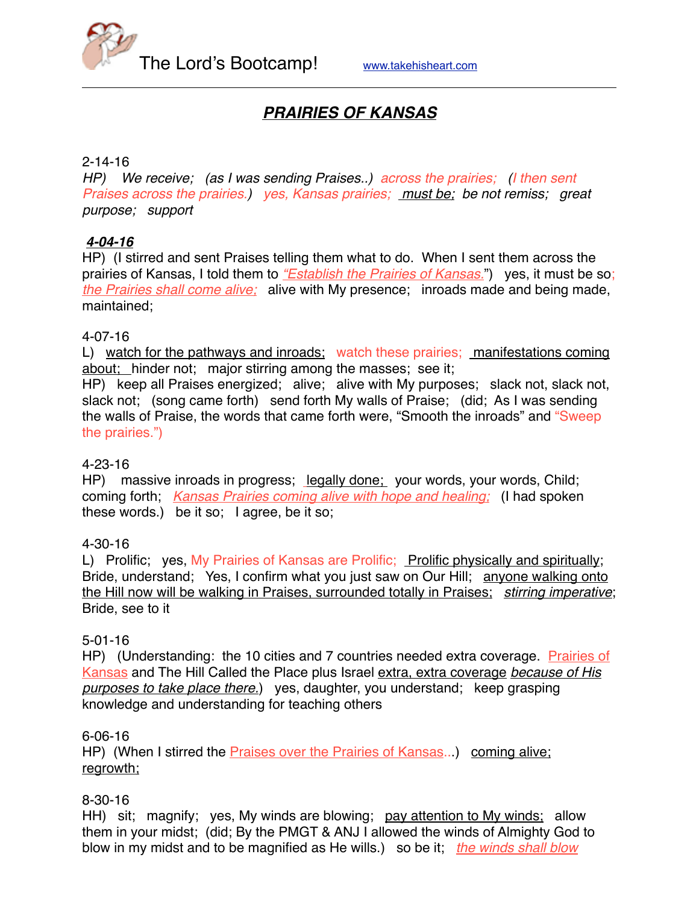# ***PRAIRIES OF KANSAS***

2-14-16
*HP) We receive; (as I was sending Praises..) across the prairies; (I then sent Praises across the prairies.) yes, Kansas prairies; must be; be not remiss; great purpose; support*

***4-04-16***
HP) (I stirred and sent Praises telling them what to do. When I sent them across the prairies of Kansas, I told them to *"Establish the Prairies of Kansas."*) yes, it must be so; *the Prairies shall come alive;* alive with My presence; inroads made and being made, maintained;

4-07-16
L) watch for the pathways and inroads; watch these prairies; manifestations coming about; hinder not; major stirring among the masses; see it;
HP) keep all Praises energized; alive; alive with My purposes; slack not, slack not, slack not; (song came forth) send forth My walls of Praise; (did; As I was sending the walls of Praise, the words that came forth were, "Smooth the inroads" and "Sweep the prairies.")

4-23-16
HP) massive inroads in progress; legally done; your words, your words, Child; coming forth; *Kansas Prairies coming alive with hope and healing;* (I had spoken these words.) be it so; I agree, be it so;

4-30-16
L) Prolific; yes, My Prairies of Kansas are Prolific; Prolific physically and spiritually; Bride, understand; Yes, I confirm what you just saw on Our Hill; anyone walking onto the Hill now will be walking in Praises, surrounded totally in Praises; *stirring imperative*; Bride, see to it

5-01-16
HP) (Understanding: the 10 cities and 7 countries needed extra coverage. Prairies of Kansas and The Hill Called the Place plus Israel extra, extra coverage *because of His purposes to take place there*.) yes, daughter, you understand; keep grasping knowledge and understanding for teaching others

6-06-16
HP) (When I stirred the Praises over the Prairies of Kansas...) coming alive; regrowth;

8-30-16
HH) sit; magnify; yes, My winds are blowing; pay attention to My winds; allow them in your midst; (did; By the PMGT & ANJ I allowed the winds of Almighty God to blow in my midst and to be magnified as He wills.) so be it; *the winds shall blow*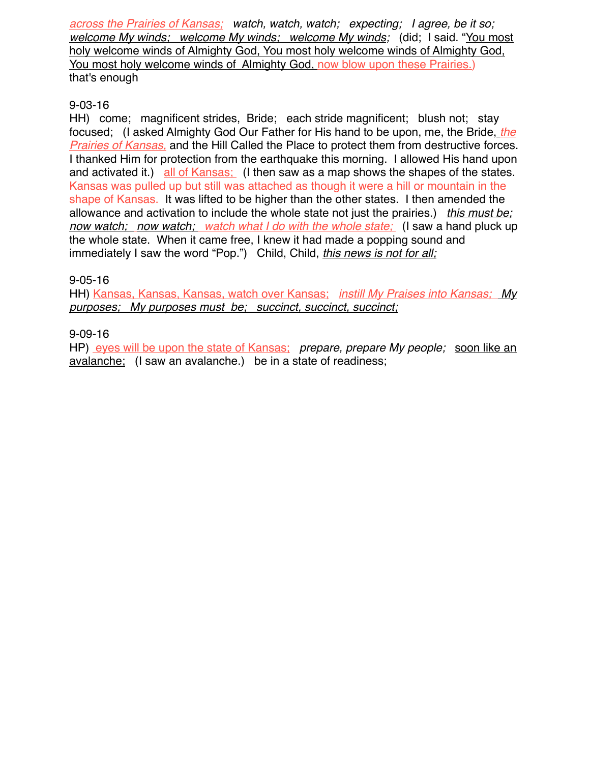*across the Prairies of Kansas;* *watch, watch, watch;* *expecting;* *I agree, be it so;* *welcome My winds; welcome My winds; welcome My winds;* (did; I said. "You most holy welcome winds of Almighty God, You most holy welcome winds of Almighty God, You most holy welcome winds of Almighty God, now blow upon these Prairies.) that's enough

9-03-16

HH) come; magnificent strides, Bride; each stride magnificent; blush not; stay focused; (I asked Almighty God Our Father for His hand to be upon, me, the Bride, *the Prairies of Kansas,* and the Hill Called the Place to protect them from destructive forces. I thanked Him for protection from the earthquake this morning. I allowed His hand upon and activated it.) all of Kansas; (I then saw as a map shows the shapes of the states. Kansas was pulled up but still was attached as though it were a hill or mountain in the shape of Kansas. It was lifted to be higher than the other states. I then amended the allowance and activation to include the whole state not just the prairies.) *this must be; now watch; now watch; watch what I do with the whole state;* (I saw a hand pluck up the whole state. When it came free, I knew it had made a popping sound and immediately I saw the word "Pop.") Child, Child, *this news is not for all;*

9-05-16

HH) Kansas, Kansas, Kansas, watch over Kansas; *instill My Praises into Kansas; My purposes; My purposes must be; succinct, succinct, succinct;*

9-09-16

HP) eyes will be upon the state of Kansas; *prepare, prepare My people;* soon like an avalanche; (I saw an avalanche.) be in a state of readiness;